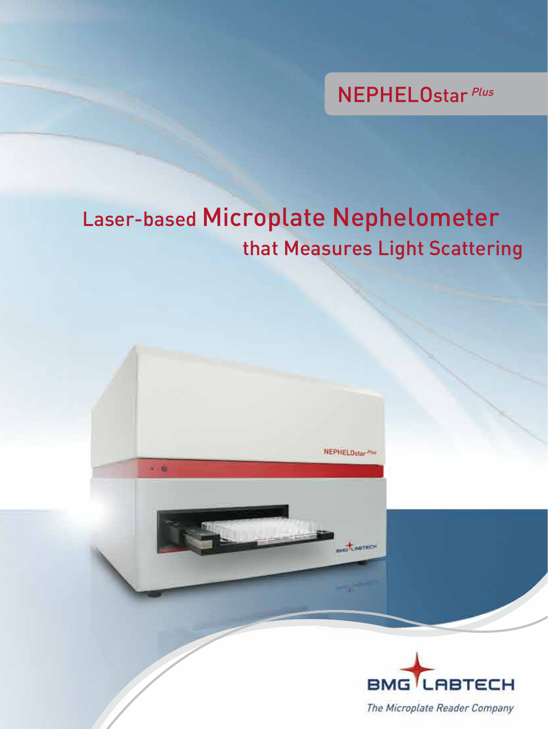NEPHELOstar *Plus*

# Laser-based Microplate Nephelometer that Measures Light Scattering

BMG LABTECH

*The Microplate Reader Company*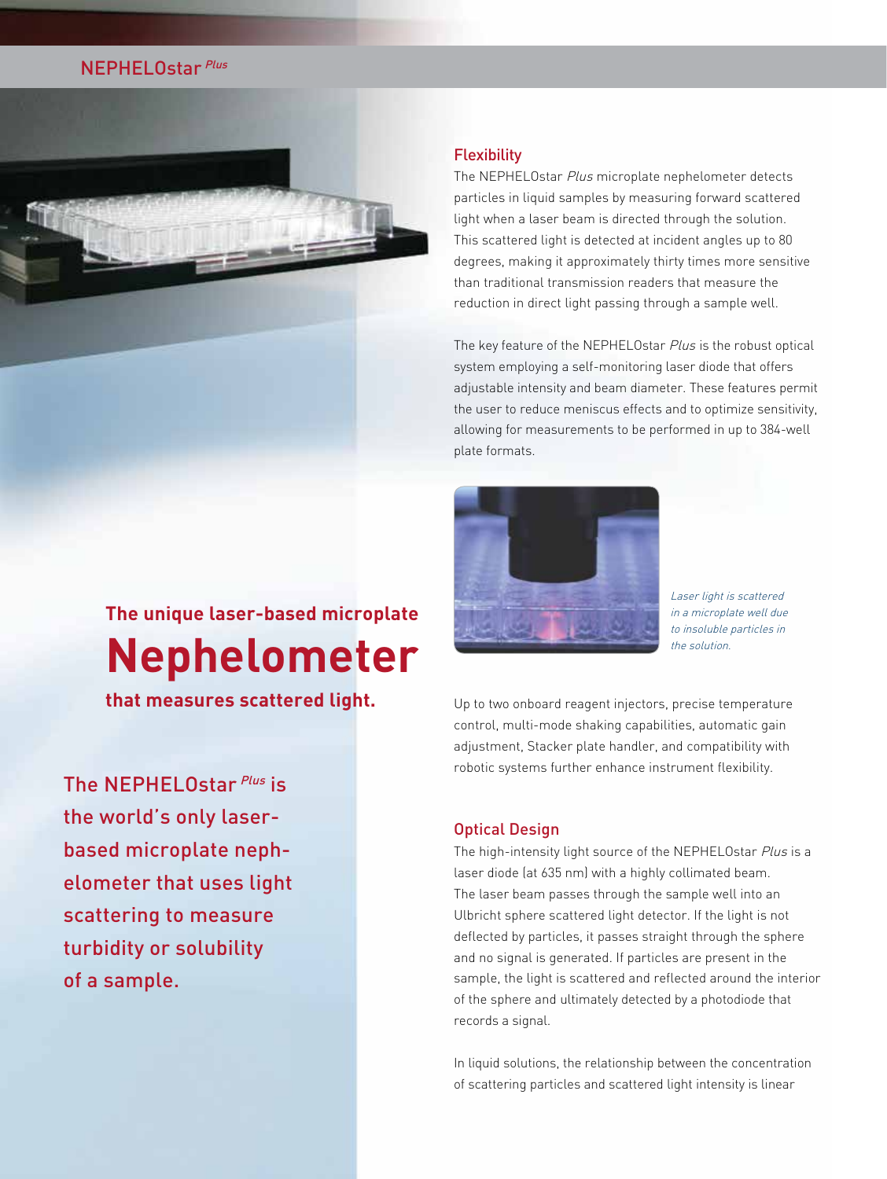## The unique laser-based microplate

# Nephelometer

**that measures scattered light.**

The NEPHELOstar *Plus* is the world's only laser-based microplate nephelometer that uses light scattering to measure turbidity or solubility of a sample.

### Flexibility

The NEPHELOstar *Plus* microplate nephelometer detects particles in liquid samples by measuring forward scattered light when a laser beam is directed through the solution. This scattered light is detected at incident angles up to 80 degrees, making it approximately thirty times more sensitive than traditional transmission readers that measure the reduction in direct light passing through a sample well.

The key feature of the NEPHELOstar *Plus* is the robust optical system employing a self-monitoring laser diode that offers adjustable intensity and beam diameter. These features permit the user to reduce meniscus effects and to optimize sensitivity, allowing for measurements to be performed in up to 384-well plate formats.

*Laser light is scattered in a microplate well due to insoluble particles in the solution.*

Up to two onboard reagent injectors, precise temperature control, multi-mode shaking capabilities, automatic gain adjustment, Stacker plate handler, and compatibility with robotic systems further enhance instrument flexibility.

### Optical Design

The high-intensity light source of the NEPHELOstar *Plus* is a laser diode (at 635 nm) with a highly collimated beam. The laser beam passes through the sample well into an Ulbricht sphere scattered light detector. If the light is not deflected by particles, it passes straight through the sphere and no signal is generated. If particles are present in the sample, the light is scattered and reflected around the interior of the sphere and ultimately detected by a photodiode that records a signal.

In liquid solutions, the relationship between the concentration of scattering particles and scattered light intensity is linear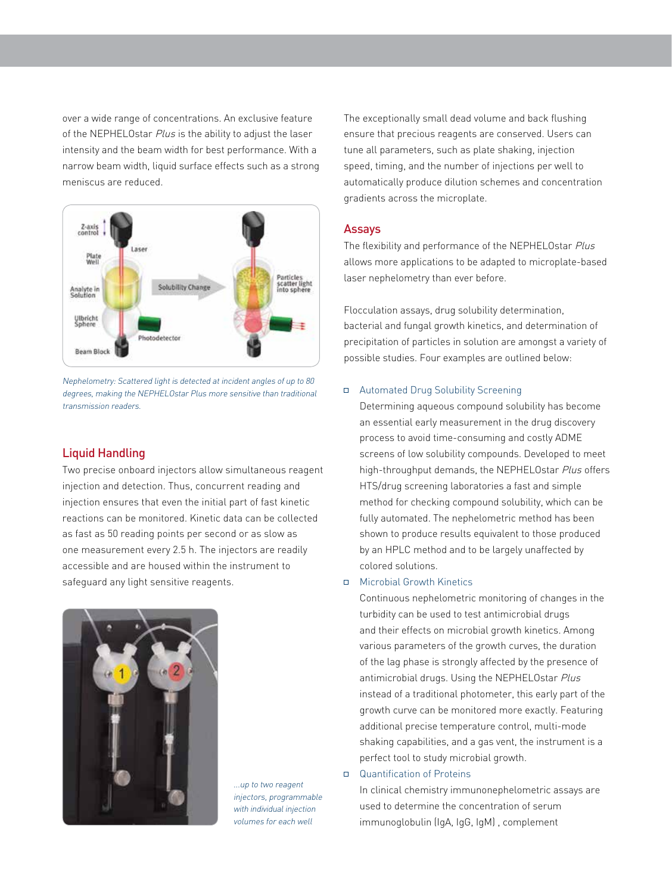over a wide range of concentrations. An exclusive feature of the NEPHELOstar *Plus* is the ability to adjust the laser intensity and the beam width for best performance. With a narrow beam width, liquid surface effects such as a strong meniscus are reduced.

*Nephelometry: Scattered light is detected at incident angles of up to 80 degrees, making the NEPHELOstar Plus more sensitive than traditional transmission readers.*

## Liquid Handling

Two precise onboard injectors allow simultaneous reagent injection and detection. Thus, concurrent reading and injection ensures that even the initial part of fast kinetic reactions can be monitored. Kinetic data can be collected as fast as 50 reading points per second or as slow as one measurement every 2.5 h. The injectors are readily accessible and are housed within the instrument to safeguard any light sensitive reagents.

*...up to two reagent injectors, programmable with individual injection volumes for each well*

The exceptionally small dead volume and back flushing ensure that precious reagents are conserved. Users can tune all parameters, such as plate shaking, injection speed, timing, and the number of injections per well to automatically produce dilution schemes and concentration gradients across the microplate.

## Assays

The flexibility and performance of the NEPHELOstar *Plus* allows more applications to be adapted to microplate-based laser nephelometry than ever before.

Flocculation assays, drug solubility determination, bacterial and fungal growth kinetics, and determination of precipitation of particles in solution are amongst a variety of possible studies. Four examples are outlined below:

- Automated Drug Solubility Screening
  Determining aqueous compound solubility has become an essential early measurement in the drug discovery process to avoid time-consuming and costly ADME screens of low solubility compounds. Developed to meet high-throughput demands, the NEPHELOstar *Plus* offers HTS/drug screening laboratories a fast and simple method for checking compound solubility, which can be fully automated. The nephelometric method has been shown to produce results equivalent to those produced by an HPLC method and to be largely unaffected by colored solutions.
- Microbial Growth Kinetics
  Continuous nephelometric monitoring of changes in the turbidity can be used to test antimicrobial drugs and their effects on microbial growth kinetics. Among various parameters of the growth curves, the duration of the lag phase is strongly affected by the presence of antimicrobial drugs. Using the NEPHELOstar *Plus* instead of a traditional photometer, this early part of the growth curve can be monitored more exactly. Featuring additional precise temperature control, multi-mode shaking capabilities, and a gas vent, the instrument is a perfect tool to study microbial growth.
- Quantification of Proteins
  In clinical chemistry immunonephelometric assays are used to determine the concentration of serum immunoglobulin (IgA, IgG, IgM) , complement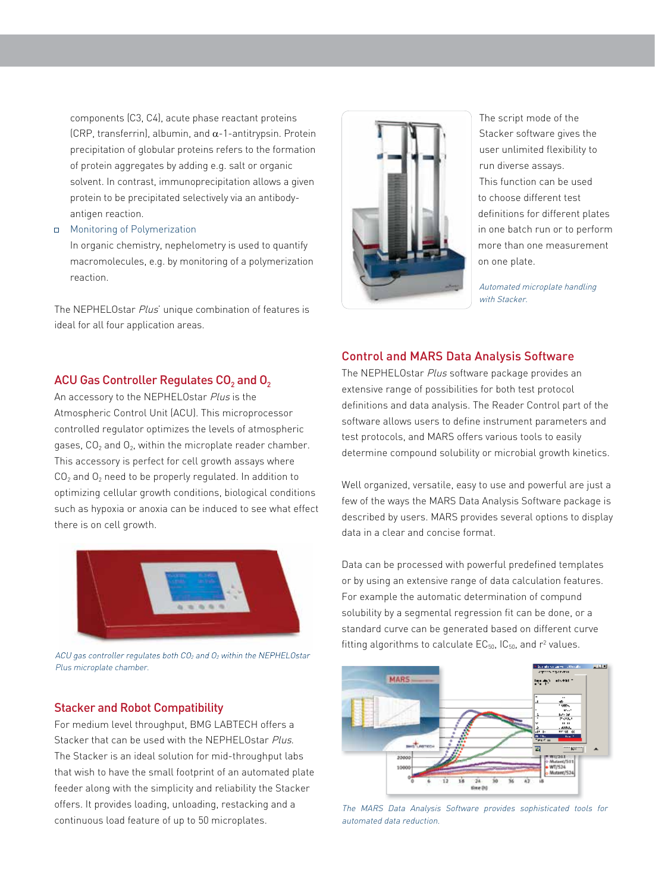components (C3, C4), acute phase reactant proteins (CRP, transferrin), albumin, and α-1-antitrypsin. Protein precipitation of globular proteins refers to the formation of protein aggregates by adding e.g. salt or organic solvent. In contrast, immunoprecipitation allows a given protein to be precipitated selectively via an antibody-antigen reaction.

- Monitoring of Polymerization
  In organic chemistry, nephelometry is used to quantify macromolecules, e.g. by monitoring of a polymerization reaction.

The NEPHELOstar *Plus*' unique combination of features is ideal for all four application areas.

## ACU Gas Controller Regulates $CO_2$ and $O_2$

An accessory to the NEPHELOstar *Plus* is the Atmospheric Control Unit (ACU). This microprocessor controlled regulator optimizes the levels of atmospheric gases, $CO_2$ and $O_2$, within the microplate reader chamber. This accessory is perfect for cell growth assays where $CO_2$ and $O_2$ need to be properly regulated. In addition to optimizing cellular growth conditions, biological conditions such as hypoxia or anoxia can be induced to see what effect there is on cell growth.

*ACU gas controller regulates both $CO_2$ and $O_2$ within the NEPHELOstar Plus microplate chamber.*

## Stacker and Robot Compatibility

For medium level throughput, BMG LABTECH offers a Stacker that can be used with the NEPHELOstar *Plus*. The Stacker is an ideal solution for mid-throughput labs that wish to have the small footprint of an automated plate feeder along with the simplicity and reliability the Stacker offers. It provides loading, unloading, restacking and a continuous load feature of up to 50 microplates.

The script mode of the Stacker software gives the user unlimited flexibility to run diverse assays. This function can be used to choose different test definitions for different plates in one batch run or to perform more than one measurement on one plate.

*Automated microplate handling with Stacker.*

## Control and MARS Data Analysis Software

The NEPHELOstar *Plus* software package provides an extensive range of possibilities for both test protocol definitions and data analysis. The Reader Control part of the software allows users to define instrument parameters and test protocols, and MARS offers various tools to easily determine compound solubility or microbial growth kinetics.

Well organized, versatile, easy to use and powerful are just a few of the ways the MARS Data Analysis Software package is described by users. MARS provides several options to display data in a clear and concise format.

Data can be processed with powerful predefined templates or by using an extensive range of data calculation features. For example the automatic determination of compund solubility by a segmental regression fit can be done, or a standard curve can be generated based on different curve fitting algorithms to calculate $EC_{50}$, $IC_{50}$, and $r^2$ values.

*The MARS Data Analysis Software provides sophisticated tools for automated data reduction.*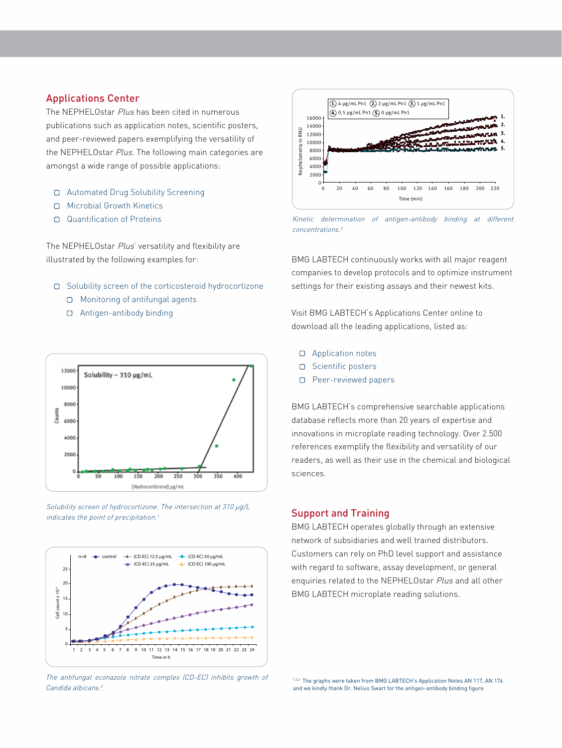## Applications Center

The NEPHELOstar *Plus* has been cited in numerous publications such as application notes, scientific posters, and peer-reviewed papers exemplifying the versatility of the NEPHELOstar *Plus*. The following main categories are amongst a wide range of possible applications:

- Automated Drug Solubility Screening
- Microbial Growth Kinetics
- Quantification of Proteins

The NEPHELOstar *Plus*' versatility and flexibility are illustrated by the following examples for:

- Solubility screen of the corticosteroid hydrocortizone
  - Monitoring of antifungal agents
  - Antigen-antibody binding

*Solubility screen of hydrocortizone. The intersection at 310 µg/L indicates the point of precipitation.*[1]

*The antifungal econazole nitrate complex (CD-EC) inhibits growth of Candida albicans.*[2]

*Kinetic determination of antigen-antibody binding at different concentrations.*[3]

BMG LABTECH continuously works with all major reagent companies to develop protocols and to optimize instrument settings for their existing assays and their newest kits.

Visit BMG LABTECH's Applications Center online to download all the leading applications, listed as:

- Application notes
- Scientific posters
- Peer-reviewed papers

BMG LABTECH's comprehensive searchable applications database reflects more than 20 years of expertise and innovations in microplate reading technology. Over 2.500 references exemplify the flexibility and versatility of our readers, as well as their use in the chemical and biological sciences.

## Support and Training

BMG LABTECH operates globally through an extensive network of subsidiaries and well trained distributors. Customers can rely on PhD level support and assistance with regard to software, assay development, or general enquiries related to the NEPHELOstar *Plus* and all other BMG LABTECH microplate reading solutions.

[1,2,3] The graphs were taken from BMG LABTECH's Application Notes AN 117, AN 174 and we kindly thank Dr. Nelius Swart for the antigen-antibody binding figure.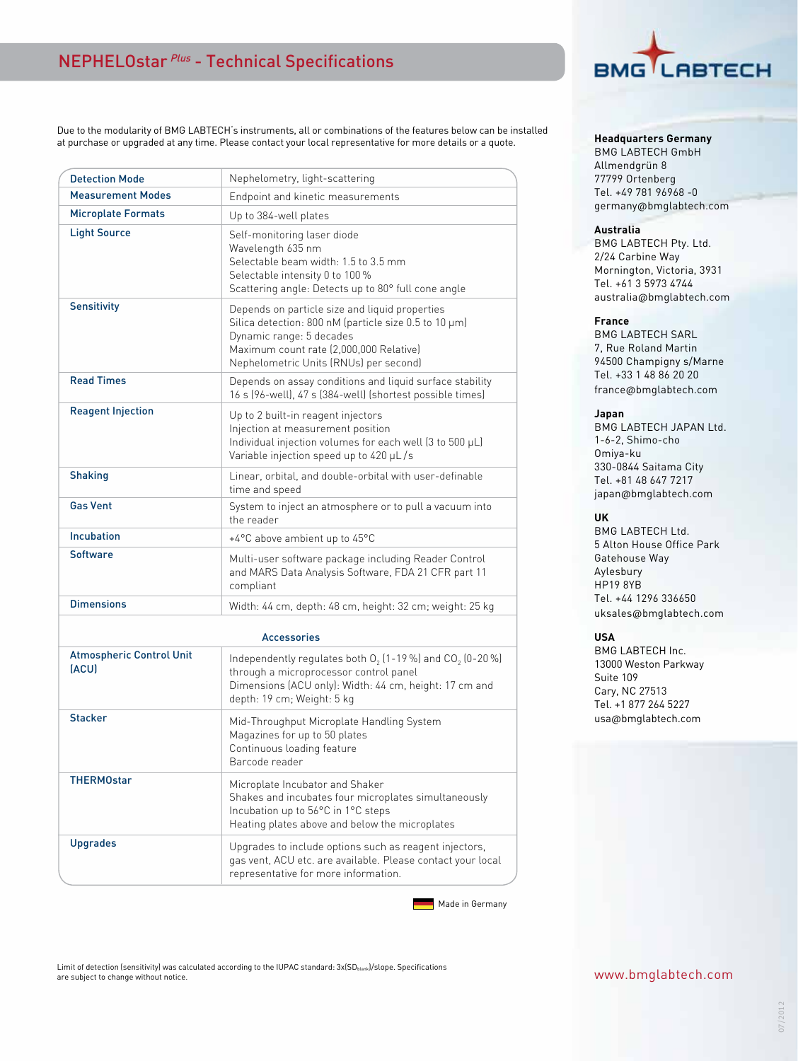# NEPHELOstar *Plus* - Technical Specifications

Due to the modularity of BMG LABTECH's instruments, all or combinations of the features below can be installed at purchase or upgraded at any time. Please contact your local representative for more details or a quote.

| | |
|---|---|
| **Detection Mode** | Nephelometry, light-scattering |
| **Measurement Modes** | Endpoint and kinetic measurements |
| **Microplate Formats** | Up to 384-well plates |
| **Light Source** | Self-monitoring laser diode<br>Wavelength 635 nm<br>Selectable beam width: 1.5 to 3.5 mm<br>Selectable intensity 0 to 100 %<br>Scattering angle: Detects up to 80° full cone angle |
| **Sensitivity** | Depends on particle size and liquid properties<br>Silica detection: 800 nM (particle size 0.5 to 10 µm)<br>Dynamic range: 5 decades<br>Maximum count rate (2,000,000 Relative)<br>Nephelometric Units (RNUs) per second) |
| **Read Times** | Depends on assay conditions and liquid surface stability<br>16 s (96-well), 47 s (384-well) (shortest possible times) |
| **Reagent Injection** | Up to 2 built-in reagent injectors<br>Injection at measurement position<br>Individual injection volumes for each well (3 to 500 µL)<br>Variable injection speed up to 420 µL /s |
| **Shaking** | Linear, orbital, and double-orbital with user-definable time and speed |
| **Gas Vent** | System to inject an atmosphere or to pull a vacuum into the reader |
| **Incubation** | +4°C above ambient up to 45°C |
| **Software** | Multi-user software package including Reader Control and MARS Data Analysis Software, FDA 21 CFR part 11 compliant |
| **Dimensions** | Width: 44 cm, depth: 48 cm, height: 32 cm; weight: 25 kg |
| | **Accessories** |
| **Atmospheric Control Unit (ACU)** | Independently regulates both $O_2$ (1-19 %) and $CO_2$ (0-20 %) through a microprocessor control panel<br>Dimensions (ACU only): Width: 44 cm, height: 17 cm and depth: 19 cm; Weight: 5 kg |
| **Stacker** | Mid-Throughput Microplate Handling System<br>Magazines for up to 50 plates<br>Continuous loading feature<br>Barcode reader |
| **THERMOstar** | Microplate Incubator and Shaker<br>Shakes and incubates four microplates simultaneously<br>Incubation up to 56°C in 1°C steps<br>Heating plates above and below the microplates |
| **Upgrades** | Upgrades to include options such as reagent injectors, gas vent, ACU etc. are available. Please contact your local representative for more information. |

Made in Germany

Limit of detection (sensitivity) was calculated according to the IUPAC standard: $3x(SD_{blank})$/slope. Specifications are subject to change without notice.

BMG LABTECH

**Headquarters Germany**
BMG LABTECH GmbH
Allmendgrün 8
77799 Ortenberg
Tel. +49 781 96968 -0
germany@bmglabtech.com

**Australia**
BMG LABTECH Pty. Ltd.
2/24 Carbine Way
Mornington, Victoria, 3931
Tel. +61 3 5973 4744
australia@bmglabtech.com

**France**
BMG LABTECH SARL
7, Rue Roland Martin
94500 Champigny s/Marne
Tel. +33 1 48 86 20 20
france@bmglabtech.com

**Japan**
BMG LABTECH JAPAN Ltd.
1-6-2, Shimo-cho
Omiya-ku
330-0844 Saitama City
Tel. +81 48 647 7217
japan@bmglabtech.com

**UK**
BMG LABTECH Ltd.
5 Alton House Office Park
Gatehouse Way
Aylesbury
HP19 8YB
Tel. +44 1296 336650
uksales@bmglabtech.com

**USA**
BMG LABTECH Inc.
13000 Weston Parkway
Suite 109
Cary, NC 27513
Tel. +1 877 264 5227
usa@bmglabtech.com

www.bmglabtech.com

07/2012